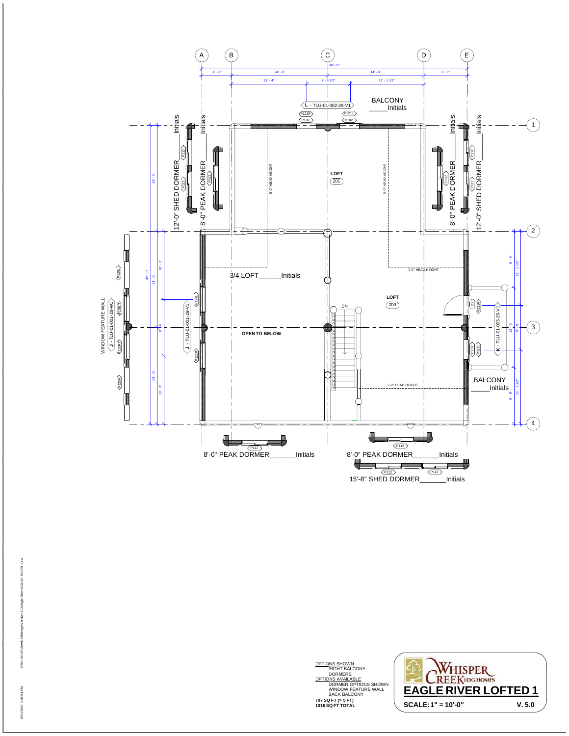BALCONY _____Initials

LOFT 201

3/4 LOFT______Initials

LOFT 200

OPEN TO BELOW

BALCONY _____Initials

WINDOW FEATURE WALL J - TLU-01-001-29-W1

J - TLU-01-001-29-V1

K - TLU-01-003-29-V1

L - TLU-01-002-29-V1

12'-0" SHED DORMER Initials

8'-0" PEAK DORMER Initials

8'-0" PEAK DORMER Initials

12'-0" SHED DORMER Initials

8'-0" PEAK DORMER_______Initials

8'-0" PEAK DORMER_______Initials

15'-8" SHED DORMER_______Initials

5'-0" HEAD HEIGHT

OPTIONS SHOWN
- RIGHT BALCONY
- DORMERS

OPTIONS AVAILABLE
- DORMER OPTIONS SHOWN
- WINDOW FEATURE WALL
- BACK BALCONY

**707 SQ FT (> 5 FT)**
**1016 SQ FT TOTAL**

WHISPER CREEK LOG HOMES

**EAGLE RIVER LOFTED 1**

**SCALE: 1" = 10'-0"**

**V. 5.0**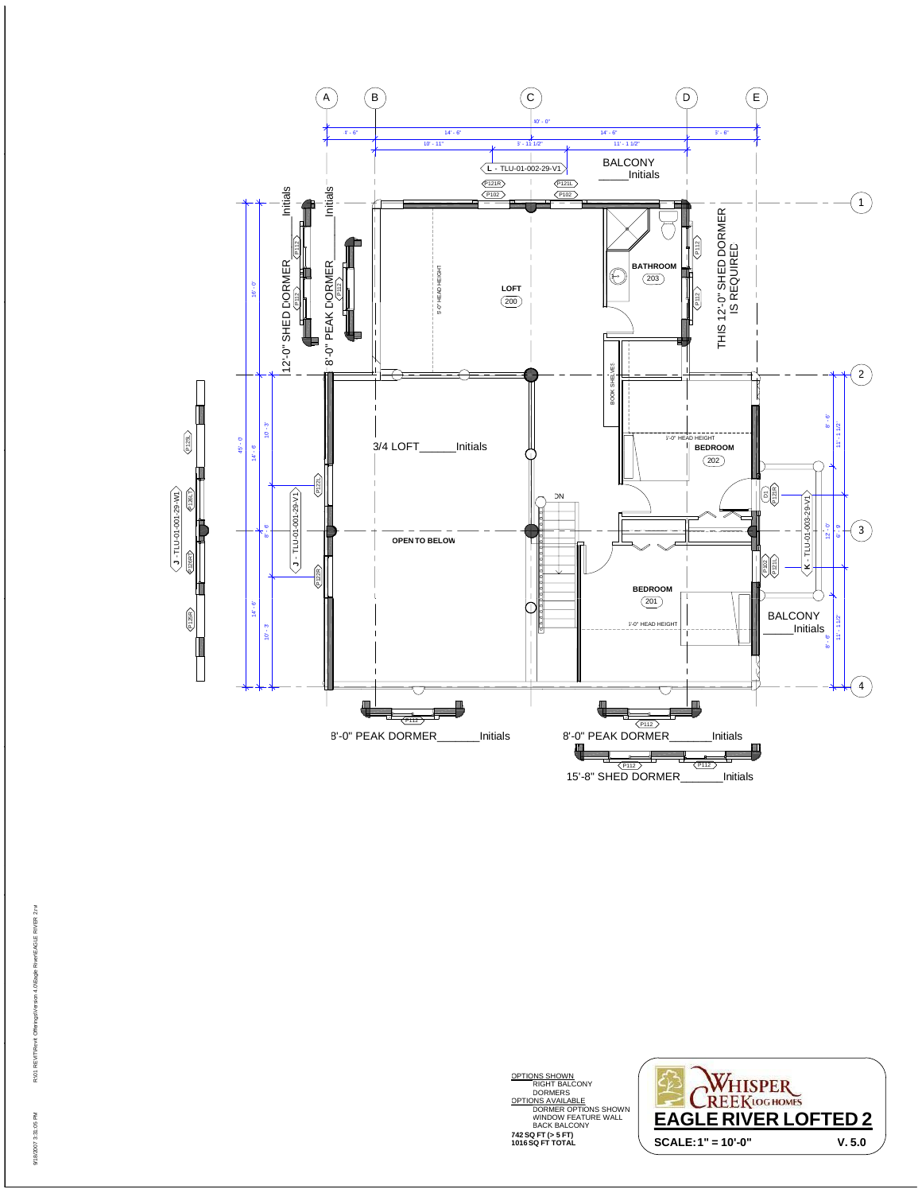A B C D E

40' - 0"

4' - 6" | 14' - 6" | 14' - 6" | 3' - 6"

10' - 11" | 3' - 11 1/2" | 11' - 1 1/2"

L - TLU-01-002-29-V1

BALCONY
_____Initials

P121R P121L
P102 P102

Initials Initials

12'-0" SHED DORMER

8'-0" PEAK DORMER

LOFT
200

5'-0" HEAD HEIGHT

BATHROOM
203

THIS 12'-0" SHED DORMER IS REQUIRED

BOOK SHELVES

3/4 LOFT______Initials

5'-0" HEAD HEIGHT
BEDROOM
202

J - TLU-01-001-29-V1

J - TLU-01-001-29-W1

K - TLU-01-003-29-V1

OPEN TO BELOW

DN

BEDROOM
201

5'-0" HEAD HEIGHT

BALCONY
_____Initials

45' - 0"
16' - 0" | 14' - 6" | 14' - 6"
10' - 3" | 8' - 6" | 10' - 3"

8' - 6" | 12' - 0" | 8' - 6"
11' - 1 1/2" | 6' - 9" | 11' - 1 1/2"

8'-0" PEAK DORMER_______Initials

8'-0" PEAK DORMER_______Initials

15'-8" SHED DORMER_______Initials

OPTIONS SHOWN
- RIGHT BALCONY
- DORMERS

OPTIONS AVAILABLE
- DORMER OPTIONS SHOWN
- WINDOW FEATURE WALL
- BACK BALCONY

**742 SQ FT (> 5 FT)**
**1016 SQ FT TOTAL**

WHISPER CREEK LOG HOMES

**EAGLE RIVER LOFTED 2**

**SCALE: 1" = 10'-0"** **V. 5.0**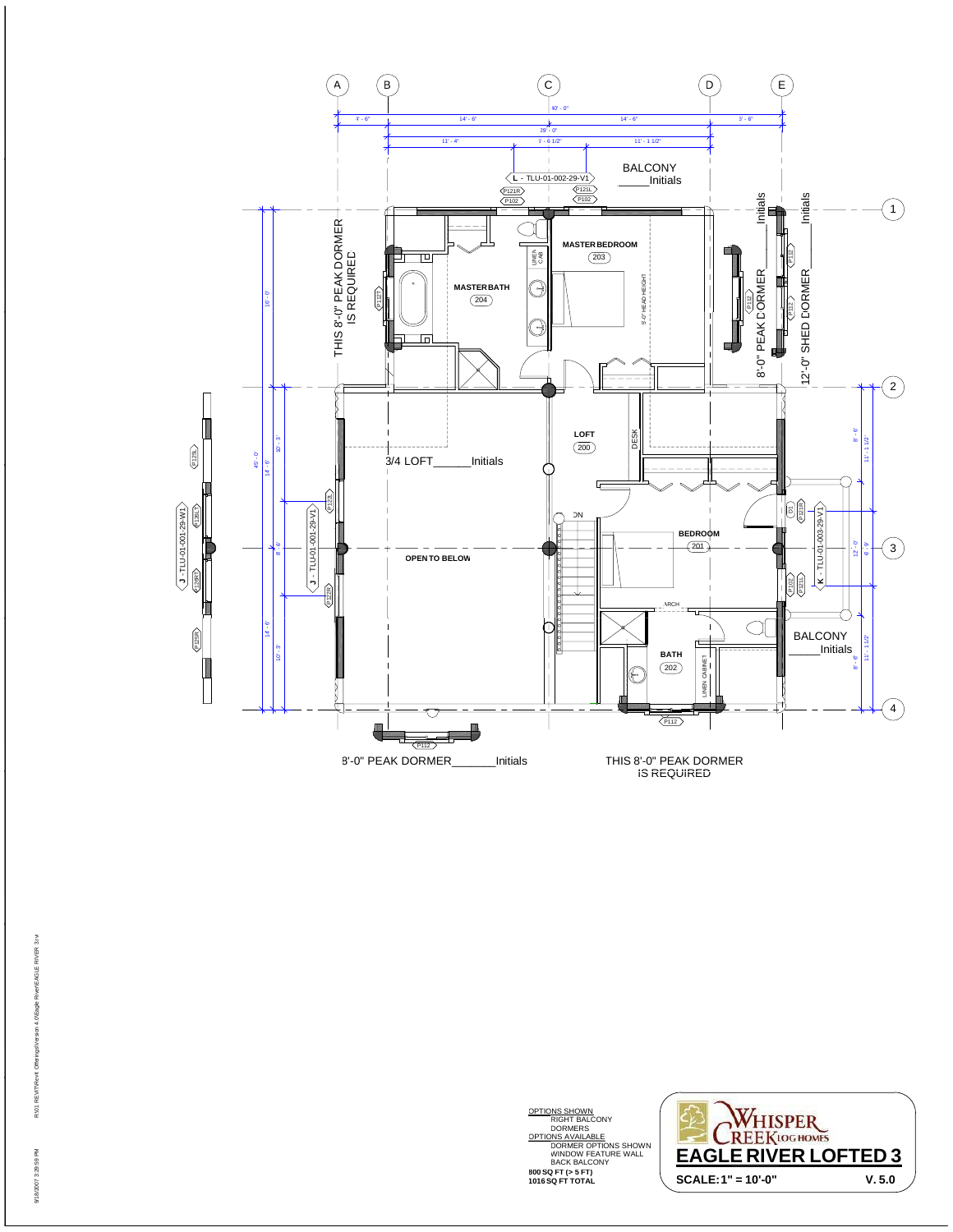BALCONY
_____Initials

MASTER BEDROOM
203

MASTER BATH
204

THIS 8'-0" PEAK DORMER IS REQUIRED

8'-0" PEAK DORMER_____Initials

12'-0" SHED DORMER_____Initials

LOFT
200

3/4 LOFT______Initials

OPEN TO BELOW

BEDROOM
201

BATH
202

BALCONY
_____Initials

8'-0" PEAK DORMER_______Initials

THIS 8'-0" PEAK DORMER IS REQUIRED

OPTIONS SHOWN
RIGHT BALCONY
DORMERS

OPTIONS AVAILABLE
DORMER OPTIONS SHOWN
WINDOW FEATURE WALL
BACK BALCONY

**800 SQ FT (> 5 FT)**
**1016 SQ FT TOTAL**

WHISPER CREEK LOG HOMES

# EAGLE RIVER LOFTED 3

**SCALE: 1" = 10'-0"**

**V. 5.0**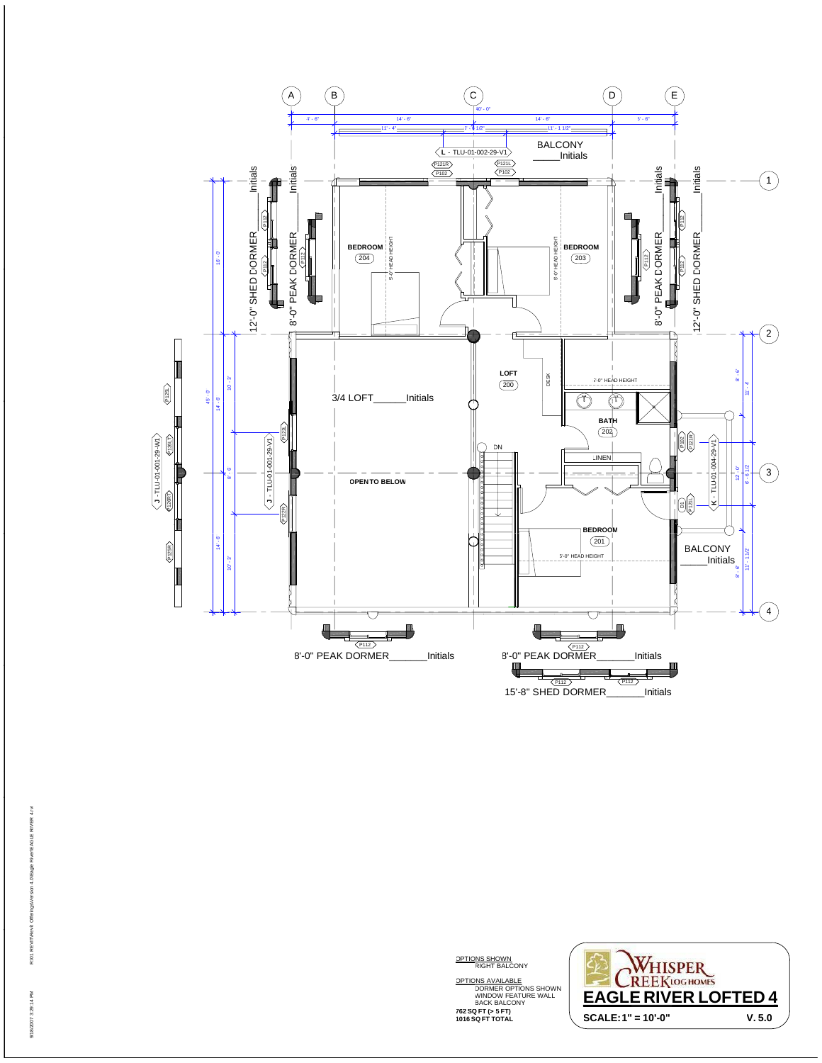# EAGLE RIVER LOFTED 4

**SCALE: 1" = 10'-0"** — **V. 5.0**

WHISPER CREEK LOG HOMES

OPTIONS SHOWN
- RIGHT BALCONY

OPTIONS AVAILABLE
- DORMER OPTIONS SHOWN
- WINDOW FEATURE WALL
- BACK BALCONY

**762 SQ FT (> 5 FT)**
**1016 SQ FT TOTAL**

BALCONY ______Initials

L - TLU-01-002-29-V1

BEDROOM 204 — 5'-0" HEAD HEIGHT

BEDROOM 203 — 5'-0" HEAD HEIGHT

LOFT 200

DESK

BATH 202 — 5'-0" HEAD HEIGHT

LINEN

DN

BEDROOM 201 — 5'-0" HEAD HEIGHT

3/4 LOFT______Initials

OPEN TO BELOW

J - TLU-01-001-29-V1

J - TLU-01-001-29-W1

K - TLU-01-004-29-V1

BALCONY ______Initials

12'-0" SHED DORMER______Initials

8'-0" PEAK DORMER______Initials

8'-0" PEAK DORMER______Initials

12'-0" SHED DORMER______Initials

8'-0" PEAK DORMER_______Initials

8'-0" PEAK DORMER_______Initials

15'-8" SHED DORMER_______Initials

Grid lines: A, B, C, D, E; 1, 2, 3, 4

Dimensions: 40' - 0"; 4' - 6"; 14' - 6"; 14' - 6"; 5' - 6"; 11' - 4"; 3' - 6 1/2"; 11' - 1 1/2"; 45' - 0"; 16' - 0"; 14' - 6"; 8' - 6"; 14' - 6"; 10' - 3"; 10' - 3"; 8' - 6"; 11' - 4"; 12' - 0"; 6' - 6 1/2"; 8' - 6"; 11' - 11/2"

Window/door tags: P121R, P121L, P102, P112, P122L, P122R, P125L, P126L, P126R, P125R, P121L, P121R, D1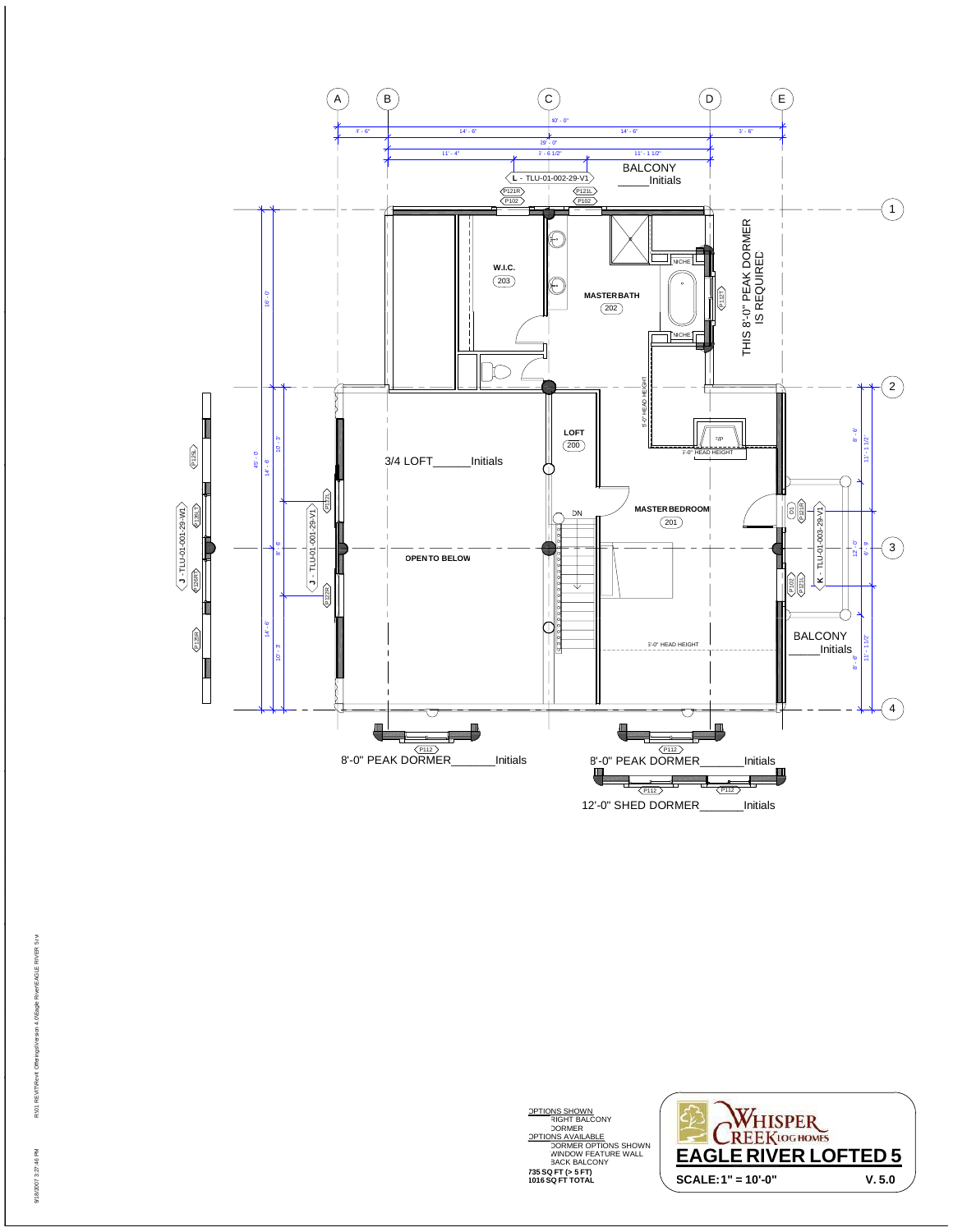A B C D E

40' - 0"

4' - 6" 14' - 6" 14' - 6" 5' - 6"

29' - 0"

11' - 4" 5' - 6 1/2" 11' - 1 1/2"

BALCONY
_____Initials

L - TLU-01-002-29-V1

P121R P121L
P102 P102

1

W.I.C.
203

MASTER BATH
202

NICHE

NICHE

P112T

THIS 8'-0" PEAK DORMER IS REQUIRED

16' - 0"

2

5'-0" HEAD HEIGHT

LOFT
200

3/4 LOFT______Initials

5'-0" HEAD HEIGHT

MASTER BEDROOM
201

DN

OPEN TO BELOW

45' - 0"

14' - 6"

10' - 3"

8' - 6"

14' - 6"

10' - 3"

J - TLU-01-001-29-W1

J - TLU-01-001-29-V1

P125L P126L P126R P125R

P122L P122R

D1 P121R

K - TLU-01-003-29-V1

P102 P121L

8' - 6"

11' - 1 1/2"

12' - 0"

6' - 9"

3

5'-0" HEAD HEIGHT

BALCONY
_____Initials

8' - 6"

11' - 1 1/2"

4

P112

8'-0" PEAK DORMER_______Initials

P112

8'-0" PEAK DORMER_______Initials

P112 P112

12'-0" SHED DORMER_______Initials

OPTIONS SHOWN
RIGHT BALCONY
DORMER
OPTIONS AVAILABLE
DORMER OPTIONS SHOWN
WINDOW FEATURE WALL
BACK BALCONY

**735 SQ FT (> 5 FT)**
**1016 SQ FT TOTAL**

WHISPER CREEK LOG HOMES

**EAGLE RIVER LOFTED 5**

**SCALE: 1" = 10'-0"** **V. 5.0**